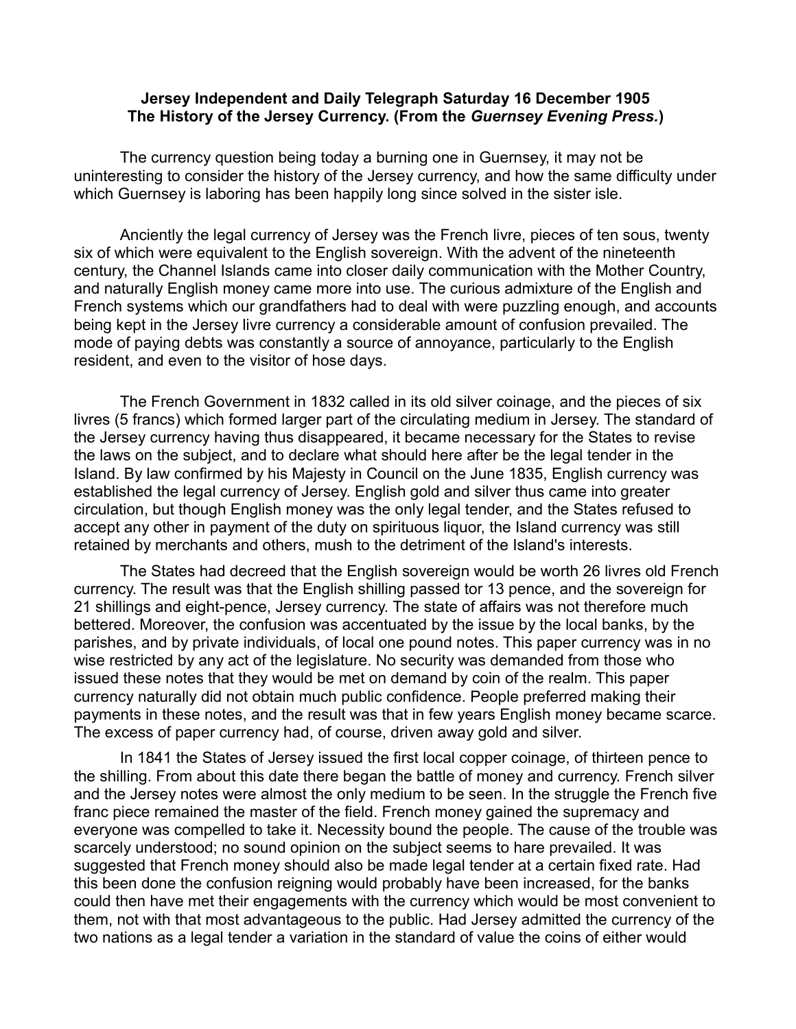**Jersey Independent and Daily Telegraph Saturday 16 December 1905**
**The History of the Jersey Currency. (From the *Guernsey Evening Press.*)**

The currency question being today a burning one in Guernsey, it may not be uninteresting to consider the history of the Jersey currency, and how the same difficulty under which Guernsey is laboring has been happily long since solved in the sister isle.

Anciently the legal currency of Jersey was the French livre, pieces of ten sous, twenty six of which were equivalent to the English sovereign. With the advent of the nineteenth century, the Channel Islands came into closer daily communication with the Mother Country, and naturally English money came more into use. The curious admixture of the English and French systems which our grandfathers had to deal with were puzzling enough, and accounts being kept in the Jersey livre currency a considerable amount of confusion prevailed. The mode of paying debts was constantly a source of annoyance, particularly to the English resident, and even to the visitor of hose days.

The French Government in 1832 called in its old silver coinage, and the pieces of six livres (5 francs) which formed larger part of the circulating medium in Jersey. The standard of the Jersey currency having thus disappeared, it became necessary for the States to revise the laws on the subject, and to declare what should here after be the legal tender in the Island. By law confirmed by his Majesty in Council on the June 1835, English currency was established the legal currency of Jersey. English gold and silver thus came into greater circulation, but though English money was the only legal tender, and the States refused to accept any other in payment of the duty on spirituous liquor, the Island currency was still retained by merchants and others, mush to the detriment of the Island's interests.

The States had decreed that the English sovereign would be worth 26 livres old French currency. The result was that the English shilling passed tor 13 pence, and the sovereign for 21 shillings and eight-pence, Jersey currency. The state of affairs was not therefore much bettered. Moreover, the confusion was accentuated by the issue by the local banks, by the parishes, and by private individuals, of local one pound notes. This paper currency was in no wise restricted by any act of the legislature. No security was demanded from those who issued these notes that they would be met on demand by coin of the realm. This paper currency naturally did not obtain much public confidence. People preferred making their payments in these notes, and the result was that in few years English money became scarce. The excess of paper currency had, of course, driven away gold and silver.

In 1841 the States of Jersey issued the first local copper coinage, of thirteen pence to the shilling. From about this date there began the battle of money and currency. French silver and the Jersey notes were almost the only medium to be seen. In the struggle the French five franc piece remained the master of the field. French money gained the supremacy and everyone was compelled to take it. Necessity bound the people. The cause of the trouble was scarcely understood; no sound opinion on the subject seems to hare prevailed. It was suggested that French money should also be made legal tender at a certain fixed rate. Had this been done the confusion reigning would probably have been increased, for the banks could then have met their engagements with the currency which would be most convenient to them, not with that most advantageous to the public. Had Jersey admitted the currency of the two nations as a legal tender a variation in the standard of value the coins of either would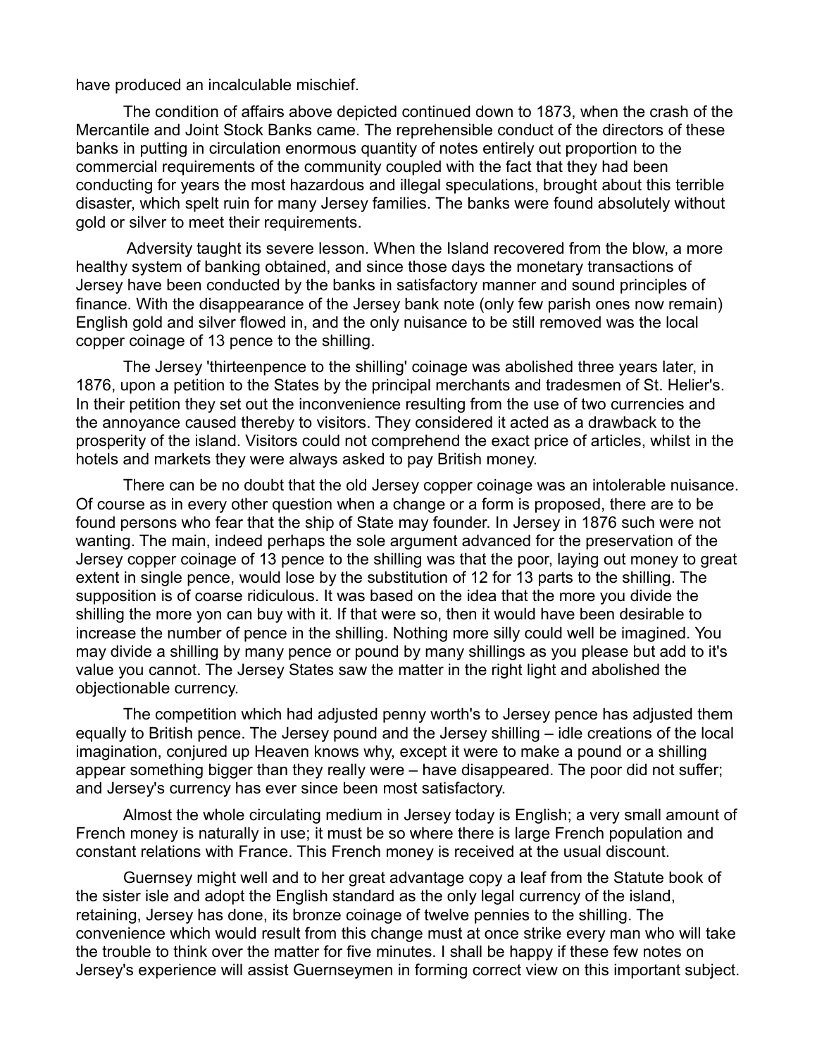have produced an incalculable mischief.

The condition of affairs above depicted continued down to 1873, when the crash of the Mercantile and Joint Stock Banks came. The reprehensible conduct of the directors of these banks in putting in circulation enormous quantity of notes entirely out proportion to the commercial requirements of the community coupled with the fact that they had been conducting for years the most hazardous and illegal speculations, brought about this terrible disaster, which spelt ruin for many Jersey families. The banks were found absolutely without gold or silver to meet their requirements.

Adversity taught its severe lesson. When the Island recovered from the blow, a more healthy system of banking obtained, and since those days the monetary transactions of Jersey have been conducted by the banks in satisfactory manner and sound principles of finance. With the disappearance of the Jersey bank note (only few parish ones now remain) English gold and silver flowed in, and the only nuisance to be still removed was the local copper coinage of 13 pence to the shilling.

The Jersey 'thirteenpence to the shilling' coinage was abolished three years later, in 1876, upon a petition to the States by the principal merchants and tradesmen of St. Helier's. In their petition they set out the inconvenience resulting from the use of two currencies and the annoyance caused thereby to visitors. They considered it acted as a drawback to the prosperity of the island. Visitors could not comprehend the exact price of articles, whilst in the hotels and markets they were always asked to pay British money.

There can be no doubt that the old Jersey copper coinage was an intolerable nuisance. Of course as in every other question when a change or a form is proposed, there are to be found persons who fear that the ship of State may founder. In Jersey in 1876 such were not wanting. The main, indeed perhaps the sole argument advanced for the preservation of the Jersey copper coinage of 13 pence to the shilling was that the poor, laying out money to great extent in single pence, would lose by the substitution of 12 for 13 parts to the shilling. The supposition is of coarse ridiculous. It was based on the idea that the more you divide the shilling the more yon can buy with it. If that were so, then it would have been desirable to increase the number of pence in the shilling. Nothing more silly could well be imagined. You may divide a shilling by many pence or pound by many shillings as you please but add to it's value you cannot. The Jersey States saw the matter in the right light and abolished the objectionable currency.

The competition which had adjusted penny worth's to Jersey pence has adjusted them equally to British pence. The Jersey pound and the Jersey shilling – idle creations of the local imagination, conjured up Heaven knows why, except it were to make a pound or a shilling appear something bigger than they really were – have disappeared. The poor did not suffer; and Jersey's currency has ever since been most satisfactory.

Almost the whole circulating medium in Jersey today is English; a very small amount of French money is naturally in use; it must be so where there is large French population and constant relations with France. This French money is received at the usual discount.

Guernsey might well and to her great advantage copy a leaf from the Statute book of the sister isle and adopt the English standard as the only legal currency of the island, retaining, Jersey has done, its bronze coinage of twelve pennies to the shilling. The convenience which would result from this change must at once strike every man who will take the trouble to think over the matter for five minutes. I shall be happy if these few notes on Jersey's experience will assist Guernseymen in forming correct view on this important subject.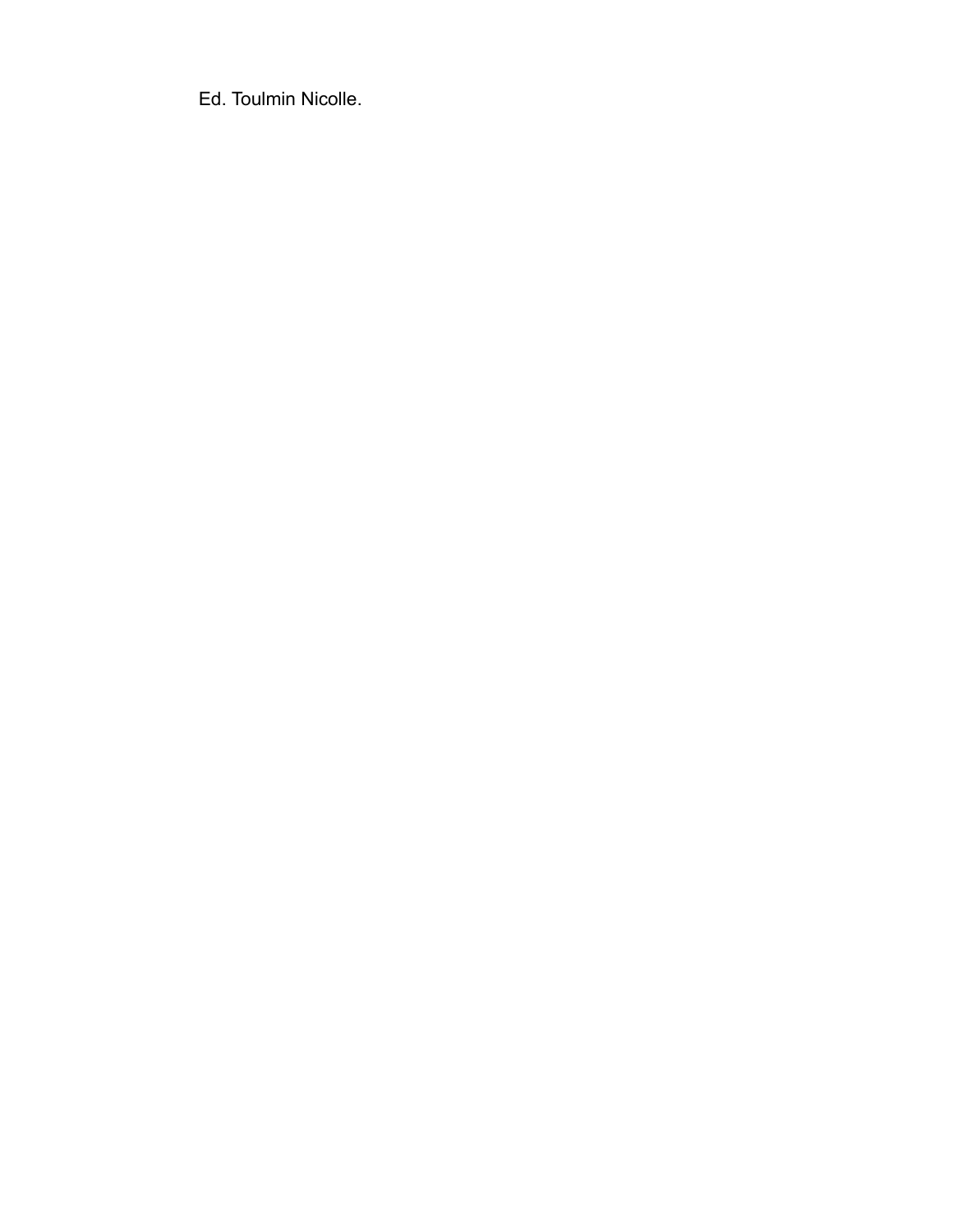Ed. Toulmin Nicolle.